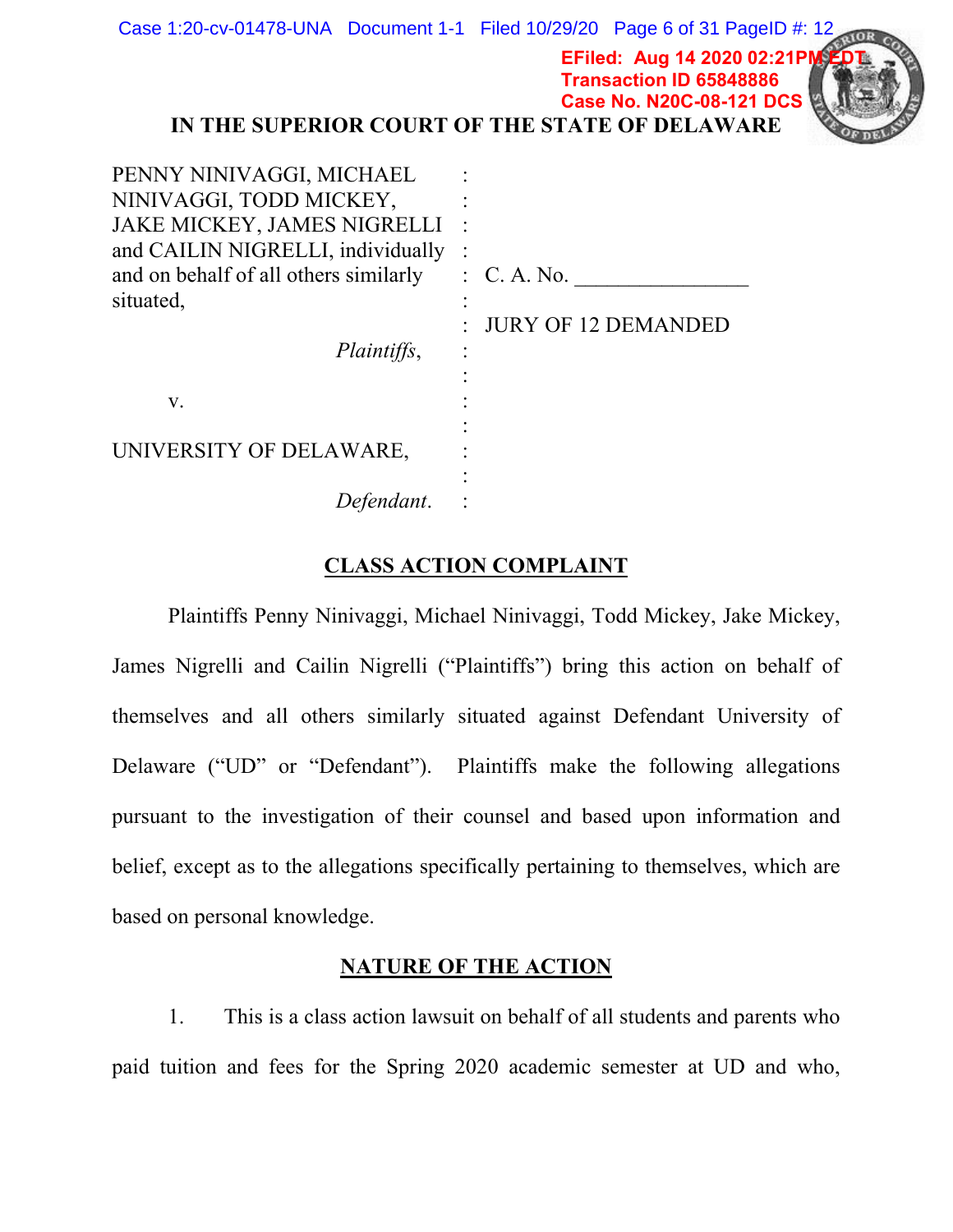IN THE SUPERIOR COURT OF THE STATE OF DELAWARE

| | | |
|---|---|---|
| PENNY NINIVAGGI, MICHAEL NINIVAGGI, TODD MICKEY, JAKE MICKEY, JAMES NIGRELLI and CAILIN NIGRELLI, individually and on behalf of all others similarly situated, | : | C. A. No. _______________ |
| *Plaintiffs*, | : | JURY OF 12 DEMANDED |
| v. | : | |
| UNIVERSITY OF DELAWARE, | : | |
| *Defendant*. | : | |

## CLASS ACTION COMPLAINT

Plaintiffs Penny Ninivaggi, Michael Ninivaggi, Todd Mickey, Jake Mickey, James Nigrelli and Cailin Nigrelli ("Plaintiffs") bring this action on behalf of themselves and all others similarly situated against Defendant University of Delaware ("UD" or "Defendant"). Plaintiffs make the following allegations pursuant to the investigation of their counsel and based upon information and belief, except as to the allegations specifically pertaining to themselves, which are based on personal knowledge.

## NATURE OF THE ACTION

1. This is a class action lawsuit on behalf of all students and parents who paid tuition and fees for the Spring 2020 academic semester at UD and who,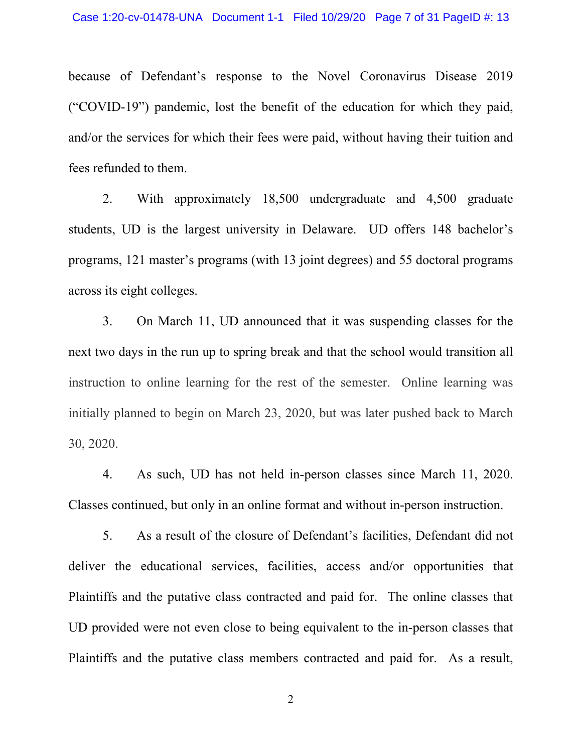because of Defendant's response to the Novel Coronavirus Disease 2019 ("COVID-19") pandemic, lost the benefit of the education for which they paid, and/or the services for which their fees were paid, without having their tuition and fees refunded to them.

2. With approximately 18,500 undergraduate and 4,500 graduate students, UD is the largest university in Delaware. UD offers 148 bachelor's programs, 121 master's programs (with 13 joint degrees) and 55 doctoral programs across its eight colleges.

3. On March 11, UD announced that it was suspending classes for the next two days in the run up to spring break and that the school would transition all instruction to online learning for the rest of the semester. Online learning was initially planned to begin on March 23, 2020, but was later pushed back to March 30, 2020.

4. As such, UD has not held in-person classes since March 11, 2020. Classes continued, but only in an online format and without in-person instruction.

5. As a result of the closure of Defendant's facilities, Defendant did not deliver the educational services, facilities, access and/or opportunities that Plaintiffs and the putative class contracted and paid for. The online classes that UD provided were not even close to being equivalent to the in-person classes that Plaintiffs and the putative class members contracted and paid for. As a result,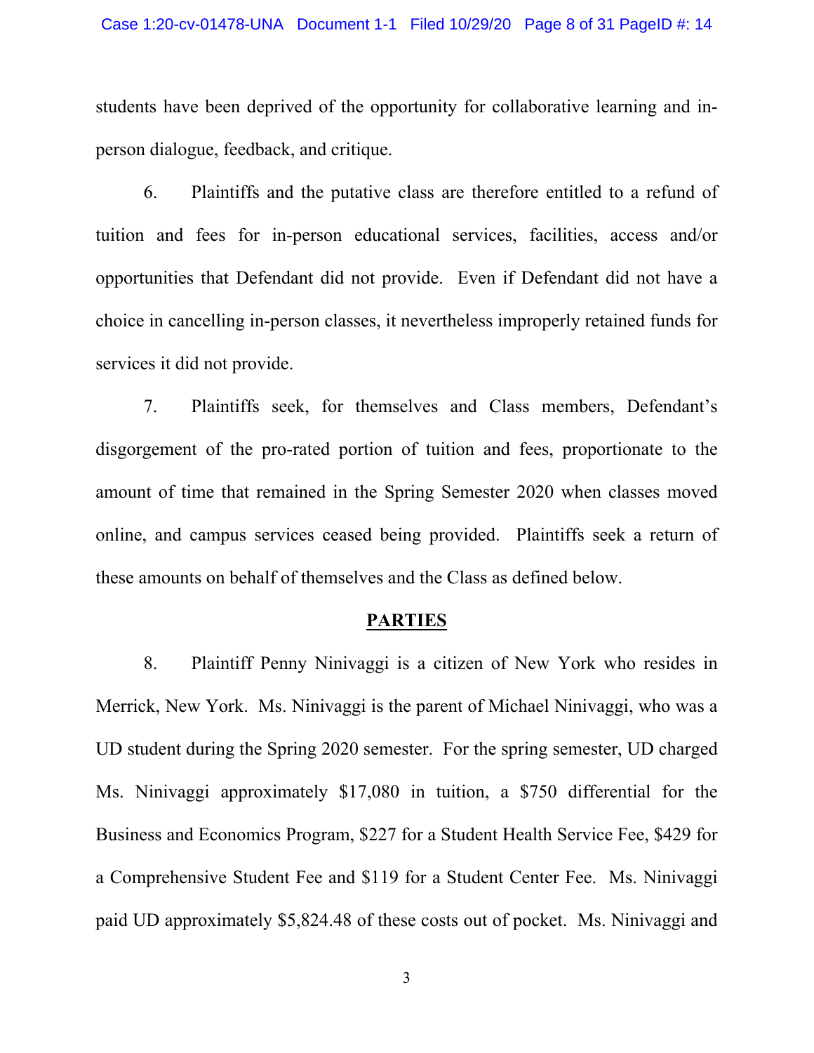students have been deprived of the opportunity for collaborative learning and in-person dialogue, feedback, and critique.

6. Plaintiffs and the putative class are therefore entitled to a refund of tuition and fees for in-person educational services, facilities, access and/or opportunities that Defendant did not provide. Even if Defendant did not have a choice in cancelling in-person classes, it nevertheless improperly retained funds for services it did not provide.

7. Plaintiffs seek, for themselves and Class members, Defendant's disgorgement of the pro-rated portion of tuition and fees, proportionate to the amount of time that remained in the Spring Semester 2020 when classes moved online, and campus services ceased being provided. Plaintiffs seek a return of these amounts on behalf of themselves and the Class as defined below.

## PARTIES

8. Plaintiff Penny Ninivaggi is a citizen of New York who resides in Merrick, New York. Ms. Ninivaggi is the parent of Michael Ninivaggi, who was a UD student during the Spring 2020 semester. For the spring semester, UD charged Ms. Ninivaggi approximately $17,080 in tuition, a $750 differential for the Business and Economics Program, $227 for a Student Health Service Fee, $429 for a Comprehensive Student Fee and $119 for a Student Center Fee. Ms. Ninivaggi paid UD approximately $5,824.48 of these costs out of pocket. Ms. Ninivaggi and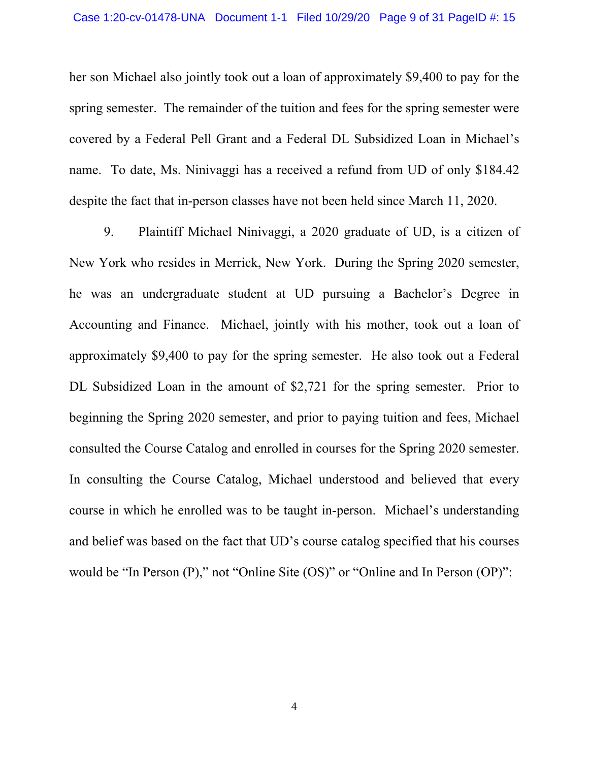her son Michael also jointly took out a loan of approximately $9,400 to pay for the spring semester. The remainder of the tuition and fees for the spring semester were covered by a Federal Pell Grant and a Federal DL Subsidized Loan in Michael's name. To date, Ms. Ninivaggi has a received a refund from UD of only $184.42 despite the fact that in-person classes have not been held since March 11, 2020.

9. Plaintiff Michael Ninivaggi, a 2020 graduate of UD, is a citizen of New York who resides in Merrick, New York. During the Spring 2020 semester, he was an undergraduate student at UD pursuing a Bachelor's Degree in Accounting and Finance. Michael, jointly with his mother, took out a loan of approximately $9,400 to pay for the spring semester. He also took out a Federal DL Subsidized Loan in the amount of $2,721 for the spring semester. Prior to beginning the Spring 2020 semester, and prior to paying tuition and fees, Michael consulted the Course Catalog and enrolled in courses for the Spring 2020 semester. In consulting the Course Catalog, Michael understood and believed that every course in which he enrolled was to be taught in-person. Michael's understanding and belief was based on the fact that UD's course catalog specified that his courses would be "In Person (P)," not "Online Site (OS)" or "Online and In Person (OP)":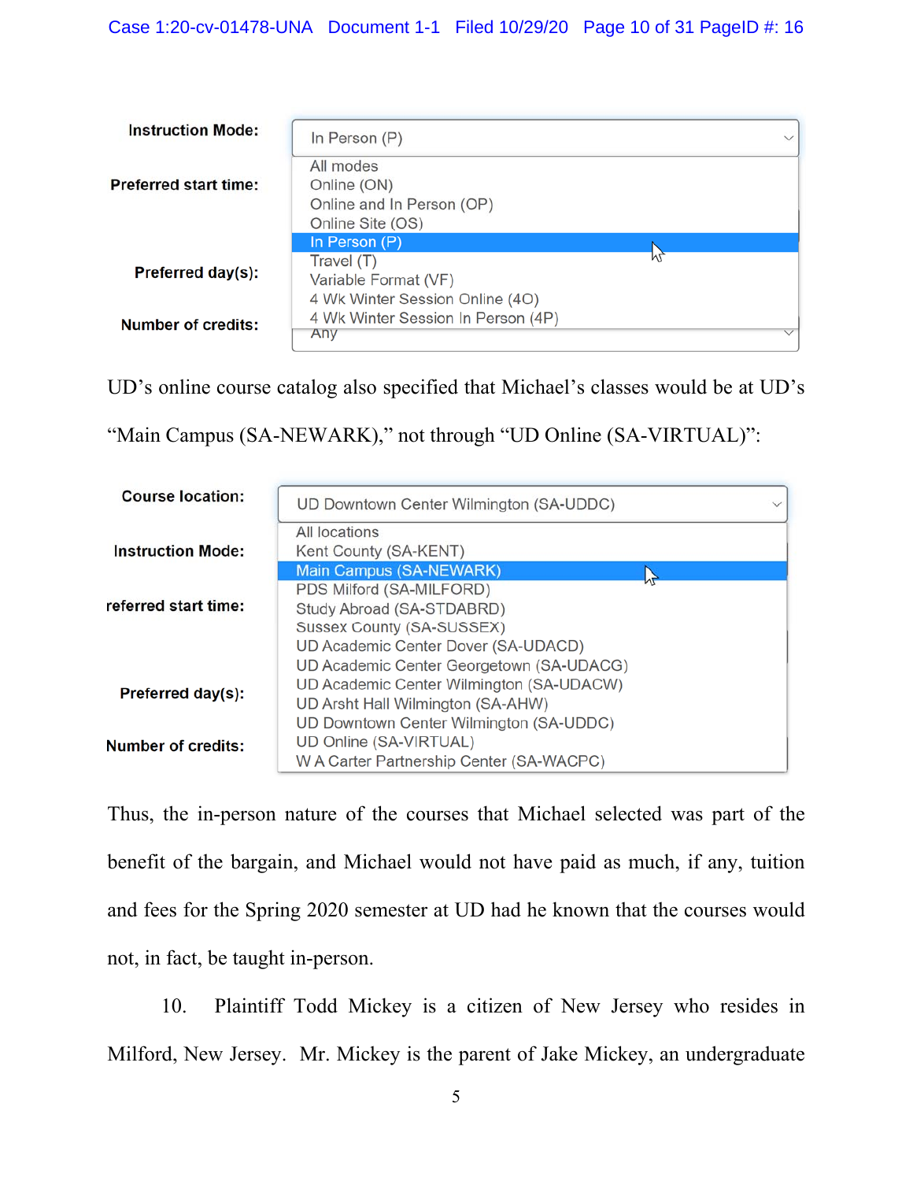| | |
|---|---|
| **Instruction Mode:** | In Person (P) |
| **Preferred start time:** | All modes<br>Online (ON)<br>Online and In Person (OP)<br>Online Site (OS)<br>**In Person (P)**<br>Travel (T)<br>Variable Format (VF)<br>4 Wk Winter Session Online (4O)<br>4 Wk Winter Session In Person (4P) |
| **Preferred day(s):** | |
| **Number of credits:** | Any |

UD's online course catalog also specified that Michael's classes would be at UD's "Main Campus (SA-NEWARK)," not through "UD Online (SA-VIRTUAL)":

| | |
|---|---|
| **Course location:** | UD Downtown Center Wilmington (SA-UDDC) |
| **Instruction Mode:** | All locations<br>Kent County (SA-KENT)<br>**Main Campus (SA-NEWARK)**<br>PDS Milford (SA-MILFORD)<br>Study Abroad (SA-STDABRD)<br>Sussex County (SA-SUSSEX)<br>UD Academic Center Dover (SA-UDACD)<br>UD Academic Center Georgetown (SA-UDACG)<br>UD Academic Center Wilmington (SA-UDACW)<br>UD Arsht Hall Wilmington (SA-AHW)<br>UD Downtown Center Wilmington (SA-UDDC)<br>UD Online (SA-VIRTUAL)<br>W A Carter Partnership Center (SA-WACPC) |
| **referred start time:** | |
| **Preferred day(s):** | |
| **Number of credits:** | |

Thus, the in-person nature of the courses that Michael selected was part of the benefit of the bargain, and Michael would not have paid as much, if any, tuition and fees for the Spring 2020 semester at UD had he known that the courses would not, in fact, be taught in-person.

10. Plaintiff Todd Mickey is a citizen of New Jersey who resides in Milford, New Jersey. Mr. Mickey is the parent of Jake Mickey, an undergraduate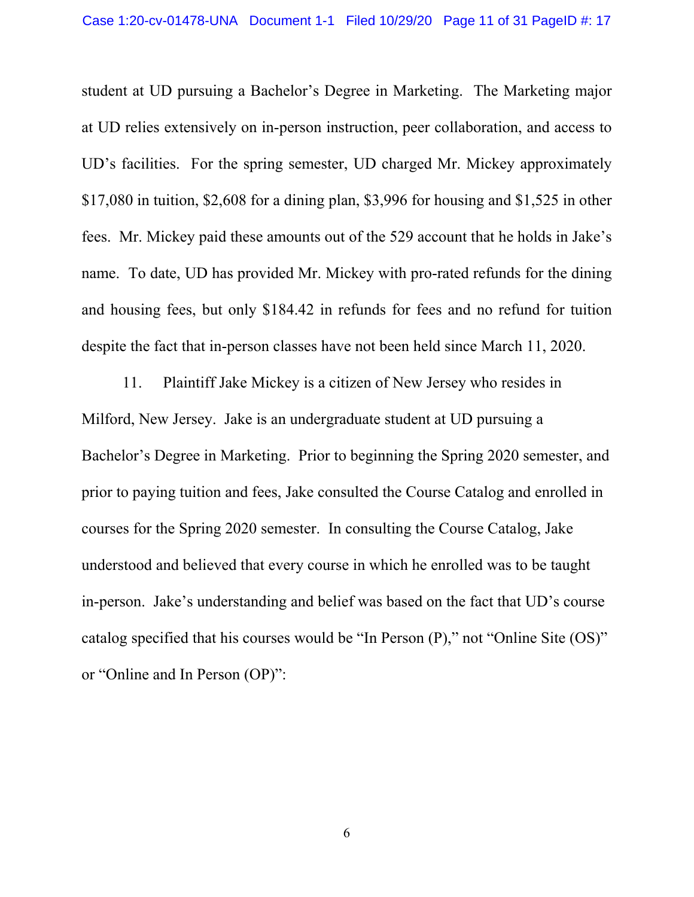student at UD pursuing a Bachelor's Degree in Marketing. The Marketing major at UD relies extensively on in-person instruction, peer collaboration, and access to UD's facilities. For the spring semester, UD charged Mr. Mickey approximately $17,080 in tuition, $2,608 for a dining plan, $3,996 for housing and $1,525 in other fees. Mr. Mickey paid these amounts out of the 529 account that he holds in Jake's name. To date, UD has provided Mr. Mickey with pro-rated refunds for the dining and housing fees, but only $184.42 in refunds for fees and no refund for tuition despite the fact that in-person classes have not been held since March 11, 2020.

11. Plaintiff Jake Mickey is a citizen of New Jersey who resides in Milford, New Jersey. Jake is an undergraduate student at UD pursuing a Bachelor's Degree in Marketing. Prior to beginning the Spring 2020 semester, and prior to paying tuition and fees, Jake consulted the Course Catalog and enrolled in courses for the Spring 2020 semester. In consulting the Course Catalog, Jake understood and believed that every course in which he enrolled was to be taught in-person. Jake's understanding and belief was based on the fact that UD's course catalog specified that his courses would be "In Person (P)," not "Online Site (OS)" or "Online and In Person (OP)":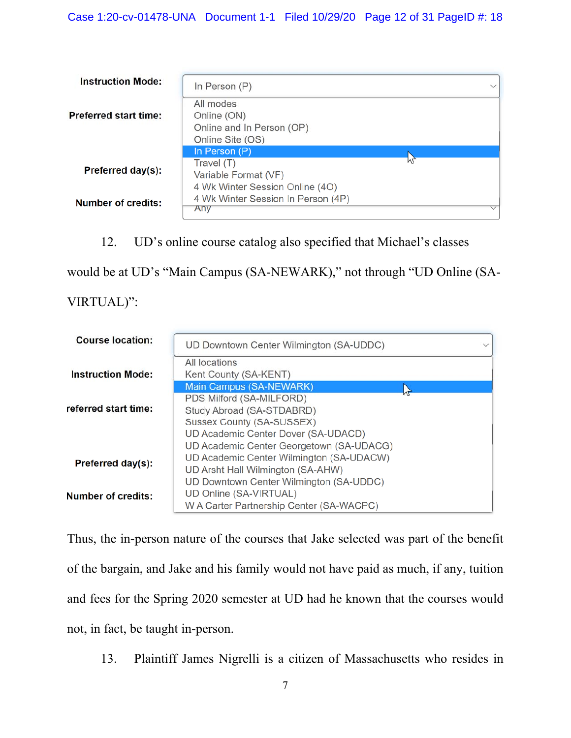Instruction Mode: In Person (P)

Preferred start time:

Preferred day(s):

Number of credits: Any

- All modes
- Online (ON)
- Online and In Person (OP)
- Online Site (OS)
- In Person (P)
- Travel (T)
- Variable Format (VF)
- 4 Wk Winter Session Online (4O)
- 4 Wk Winter Session In Person (4P)

12. UD's online course catalog also specified that Michael's classes would be at UD's "Main Campus (SA-NEWARK)," not through "UD Online (SA-VIRTUAL)":

Course location: UD Downtown Center Wilmington (SA-UDDC)

Instruction Mode:

referred start time:

Preferred day(s):

Number of credits:

- All locations
- Kent County (SA-KENT)
- Main Campus (SA-NEWARK)
- PDS Milford (SA-MILFORD)
- Study Abroad (SA-STDABRD)
- Sussex County (SA-SUSSEX)
- UD Academic Center Dover (SA-UDACD)
- UD Academic Center Georgetown (SA-UDACG)
- UD Academic Center Wilmington (SA-UDACW)
- UD Arsht Hall Wilmington (SA-AHW)
- UD Downtown Center Wilmington (SA-UDDC)
- UD Online (SA-VIRTUAL)
- W A Carter Partnership Center (SA-WACPC)

Thus, the in-person nature of the courses that Jake selected was part of the benefit of the bargain, and Jake and his family would not have paid as much, if any, tuition and fees for the Spring 2020 semester at UD had he known that the courses would not, in fact, be taught in-person.

13. Plaintiff James Nigrelli is a citizen of Massachusetts who resides in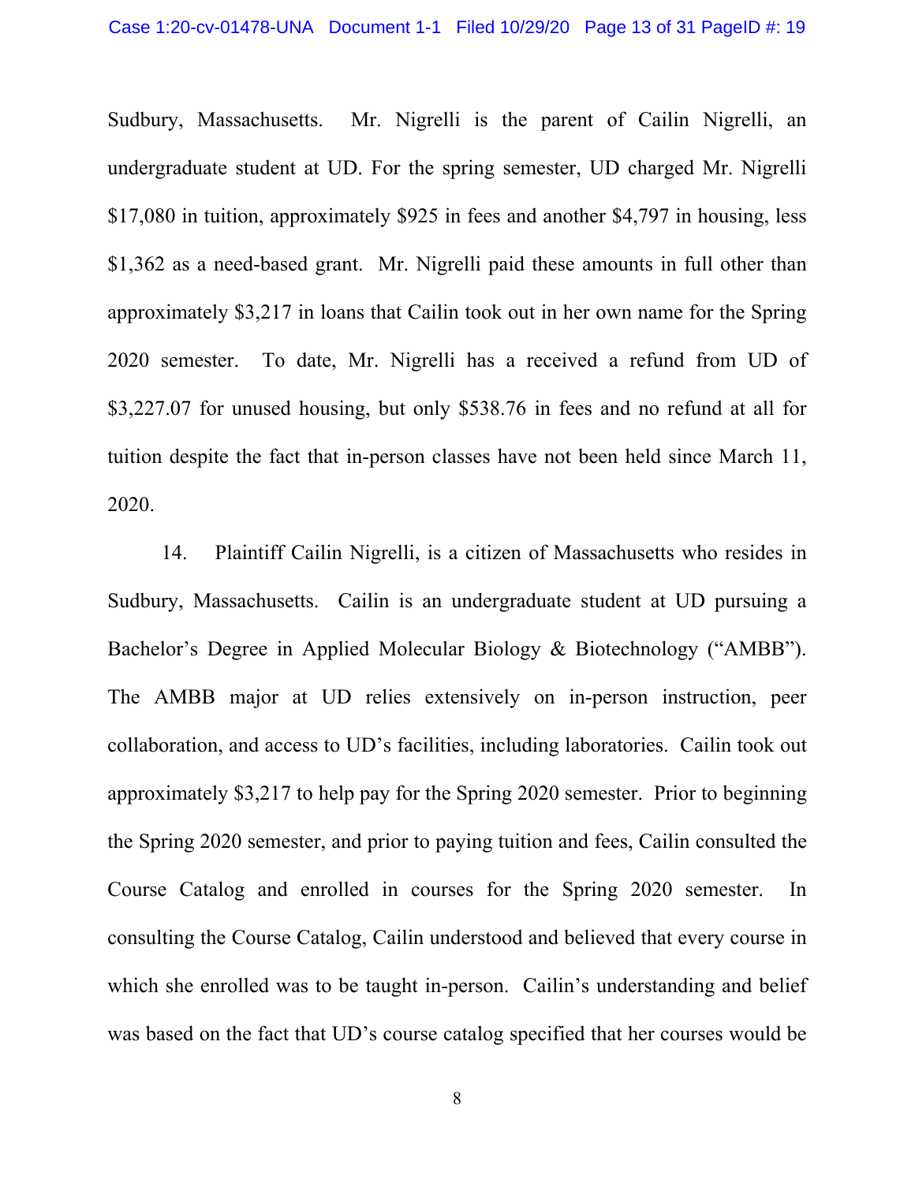Sudbury, Massachusetts. Mr. Nigrelli is the parent of Cailin Nigrelli, an undergraduate student at UD. For the spring semester, UD charged Mr. Nigrelli $17,080 in tuition, approximately $925 in fees and another $4,797 in housing, less $1,362 as a need-based grant. Mr. Nigrelli paid these amounts in full other than approximately $3,217 in loans that Cailin took out in her own name for the Spring 2020 semester. To date, Mr. Nigrelli has a received a refund from UD of $3,227.07 for unused housing, but only $538.76 in fees and no refund at all for tuition despite the fact that in-person classes have not been held since March 11, 2020.

14. Plaintiff Cailin Nigrelli, is a citizen of Massachusetts who resides in Sudbury, Massachusetts. Cailin is an undergraduate student at UD pursuing a Bachelor's Degree in Applied Molecular Biology & Biotechnology ("AMBB"). The AMBB major at UD relies extensively on in-person instruction, peer collaboration, and access to UD's facilities, including laboratories. Cailin took out approximately $3,217 to help pay for the Spring 2020 semester. Prior to beginning the Spring 2020 semester, and prior to paying tuition and fees, Cailin consulted the Course Catalog and enrolled in courses for the Spring 2020 semester. In consulting the Course Catalog, Cailin understood and believed that every course in which she enrolled was to be taught in-person. Cailin's understanding and belief was based on the fact that UD's course catalog specified that her courses would be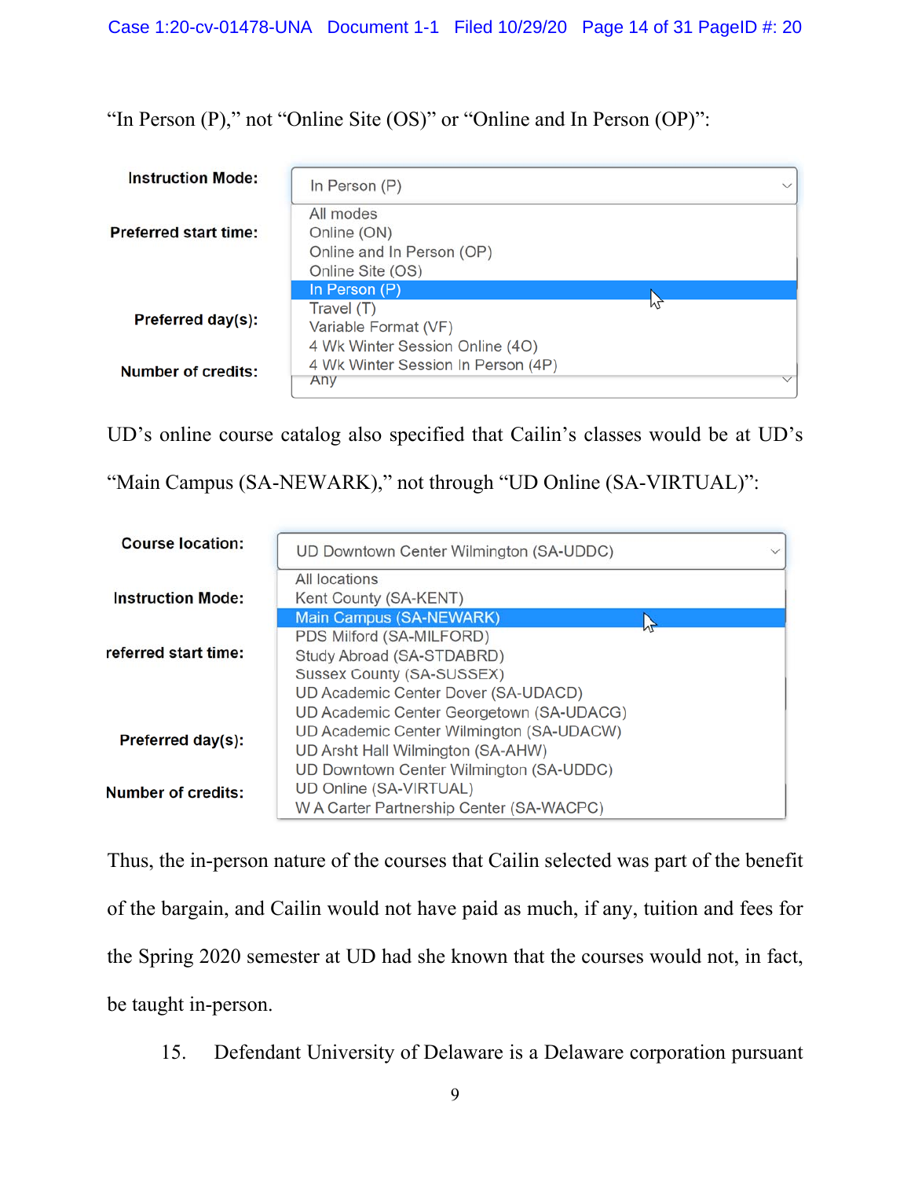"In Person (P)," not "Online Site (OS)" or "Online and In Person (OP)":

**Instruction Mode:** In Person (P)

- All modes
- Online (ON)
- Online and In Person (OP)
- Online Site (OS)
- **In Person (P)**
- Travel (T)
- Variable Format (VF)
- 4 Wk Winter Session Online (4O)
- 4 Wk Winter Session In Person (4P)

**Preferred start time:**

**Preferred day(s):**

**Number of credits:** Any

UD's online course catalog also specified that Cailin's classes would be at UD's "Main Campus (SA-NEWARK)," not through "UD Online (SA-VIRTUAL)":

**Course location:** UD Downtown Center Wilmington (SA-UDDC)

- All locations
- Kent County (SA-KENT)
- **Main Campus (SA-NEWARK)**
- PDS Milford (SA-MILFORD)
- Study Abroad (SA-STDABRD)
- Sussex County (SA-SUSSEX)
- UD Academic Center Dover (SA-UDACD)
- UD Academic Center Georgetown (SA-UDACG)
- UD Academic Center Wilmington (SA-UDACW)
- UD Arsht Hall Wilmington (SA-AHW)
- UD Downtown Center Wilmington (SA-UDDC)
- UD Online (SA-VIRTUAL)
- W A Carter Partnership Center (SA-WACPC)

**Instruction Mode:**

**referred start time:**

**Preferred day(s):**

**Number of credits:**

Thus, the in-person nature of the courses that Cailin selected was part of the benefit of the bargain, and Cailin would not have paid as much, if any, tuition and fees for the Spring 2020 semester at UD had she known that the courses would not, in fact, be taught in-person.

15. Defendant University of Delaware is a Delaware corporation pursuant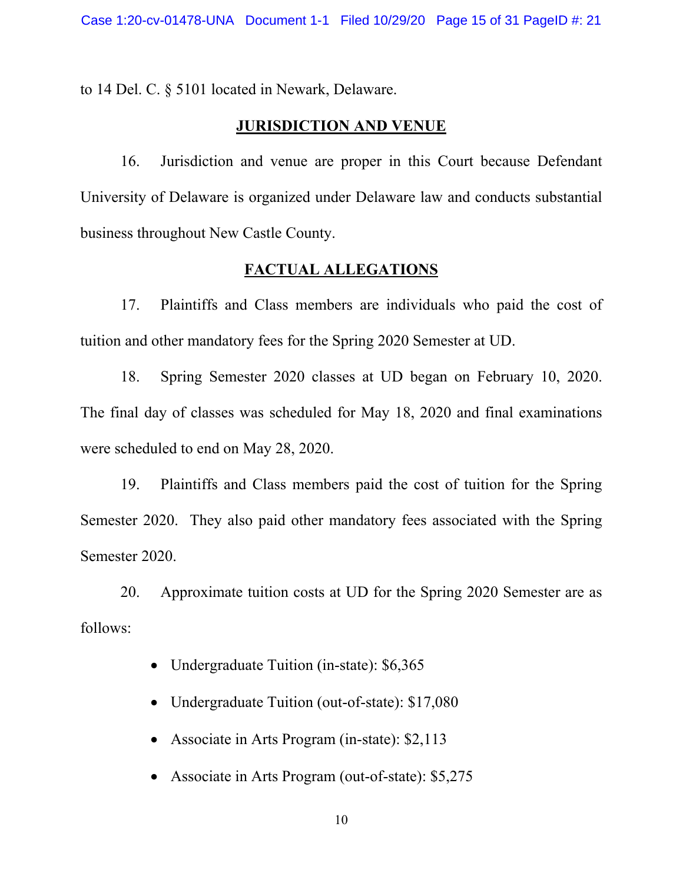to 14 Del. C. § 5101 located in Newark, Delaware.

## JURISDICTION AND VENUE

16. Jurisdiction and venue are proper in this Court because Defendant University of Delaware is organized under Delaware law and conducts substantial business throughout New Castle County.

## FACTUAL ALLEGATIONS

17. Plaintiffs and Class members are individuals who paid the cost of tuition and other mandatory fees for the Spring 2020 Semester at UD.

18. Spring Semester 2020 classes at UD began on February 10, 2020. The final day of classes was scheduled for May 18, 2020 and final examinations were scheduled to end on May 28, 2020.

19. Plaintiffs and Class members paid the cost of tuition for the Spring Semester 2020. They also paid other mandatory fees associated with the Spring Semester 2020.

20. Approximate tuition costs at UD for the Spring 2020 Semester are as follows:

- Undergraduate Tuition (in-state): $6,365
- Undergraduate Tuition (out-of-state): $17,080
- Associate in Arts Program (in-state): $2,113
- Associate in Arts Program (out-of-state): $5,275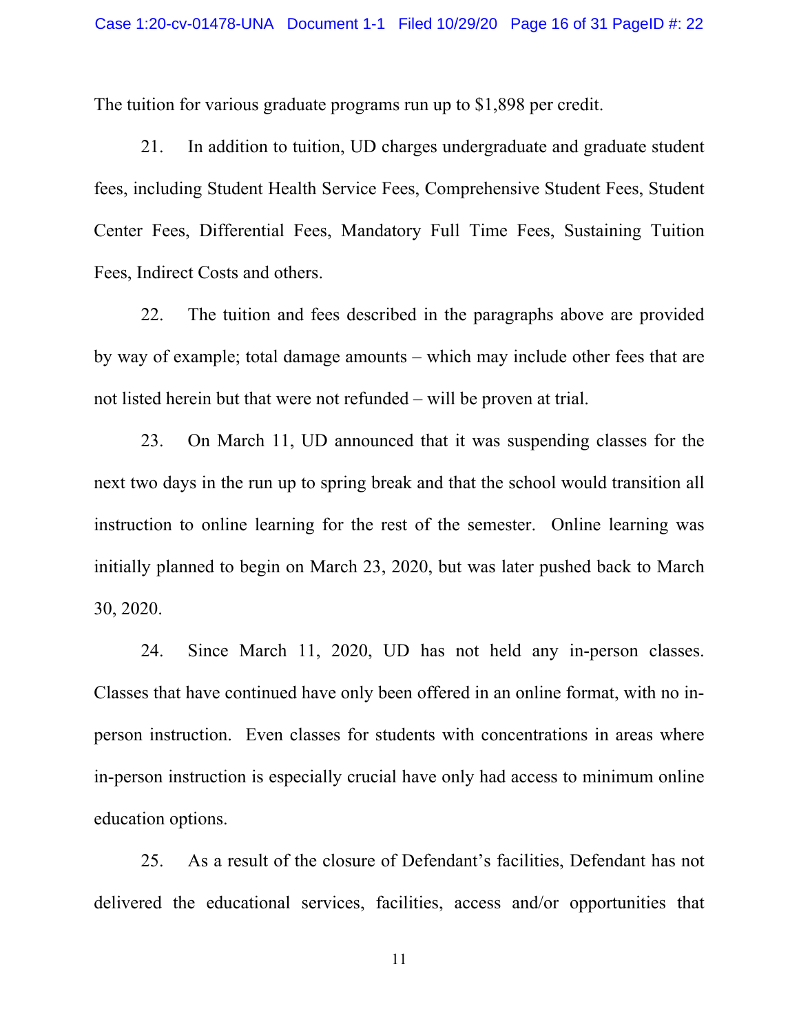The tuition for various graduate programs run up to $1,898 per credit.

21. In addition to tuition, UD charges undergraduate and graduate student fees, including Student Health Service Fees, Comprehensive Student Fees, Student Center Fees, Differential Fees, Mandatory Full Time Fees, Sustaining Tuition Fees, Indirect Costs and others.

22. The tuition and fees described in the paragraphs above are provided by way of example; total damage amounts – which may include other fees that are not listed herein but that were not refunded – will be proven at trial.

23. On March 11, UD announced that it was suspending classes for the next two days in the run up to spring break and that the school would transition all instruction to online learning for the rest of the semester. Online learning was initially planned to begin on March 23, 2020, but was later pushed back to March 30, 2020.

24. Since March 11, 2020, UD has not held any in-person classes. Classes that have continued have only been offered in an online format, with no in-person instruction. Even classes for students with concentrations in areas where in-person instruction is especially crucial have only had access to minimum online education options.

25. As a result of the closure of Defendant's facilities, Defendant has not delivered the educational services, facilities, access and/or opportunities that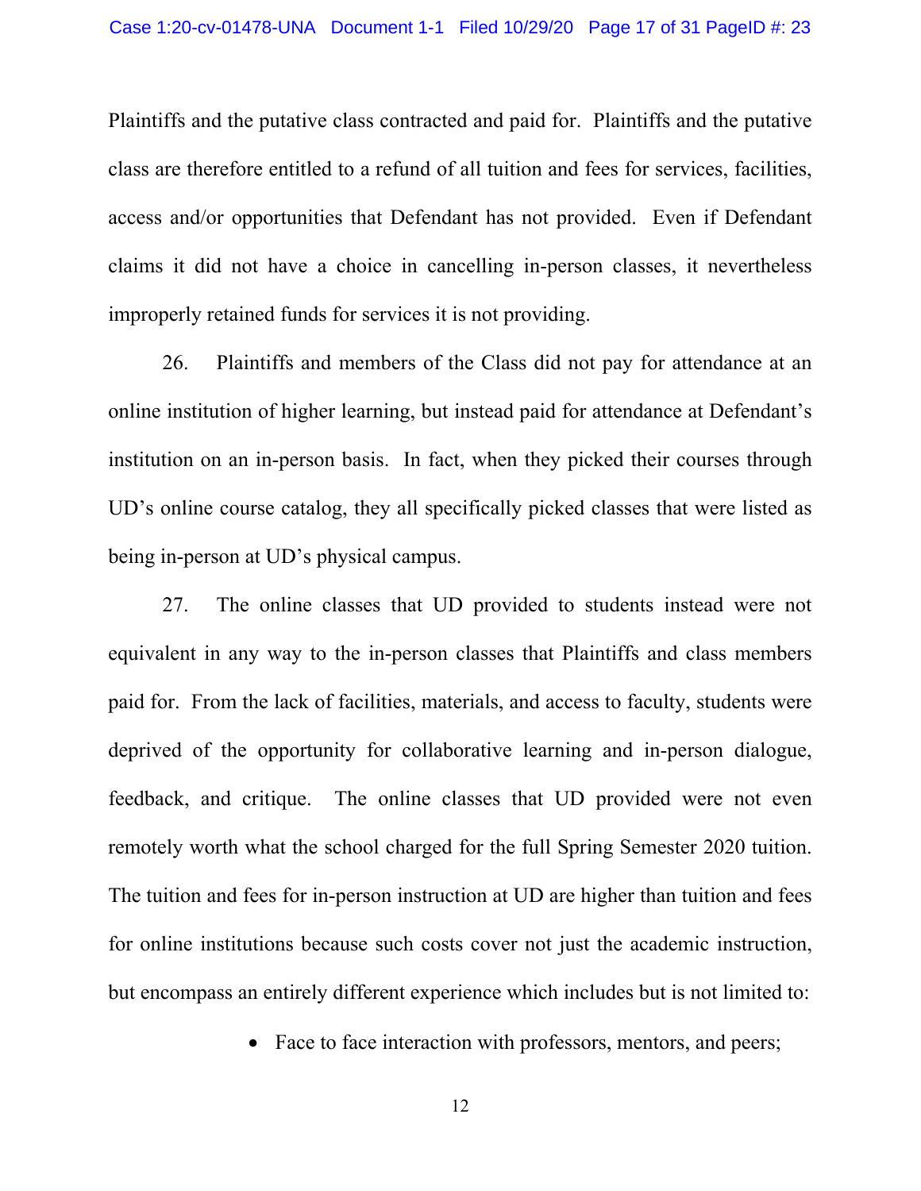Plaintiffs and the putative class contracted and paid for. Plaintiffs and the putative class are therefore entitled to a refund of all tuition and fees for services, facilities, access and/or opportunities that Defendant has not provided. Even if Defendant claims it did not have a choice in cancelling in-person classes, it nevertheless improperly retained funds for services it is not providing.

26. Plaintiffs and members of the Class did not pay for attendance at an online institution of higher learning, but instead paid for attendance at Defendant's institution on an in-person basis. In fact, when they picked their courses through UD's online course catalog, they all specifically picked classes that were listed as being in-person at UD's physical campus.

27. The online classes that UD provided to students instead were not equivalent in any way to the in-person classes that Plaintiffs and class members paid for. From the lack of facilities, materials, and access to faculty, students were deprived of the opportunity for collaborative learning and in-person dialogue, feedback, and critique. The online classes that UD provided were not even remotely worth what the school charged for the full Spring Semester 2020 tuition. The tuition and fees for in-person instruction at UD are higher than tuition and fees for online institutions because such costs cover not just the academic instruction, but encompass an entirely different experience which includes but is not limited to:

- Face to face interaction with professors, mentors, and peers;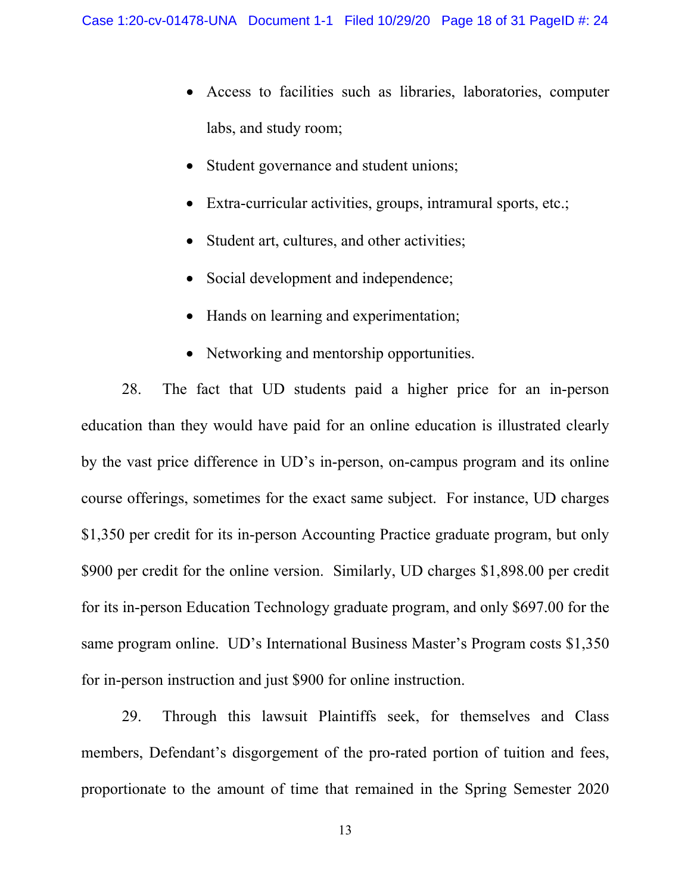- Access to facilities such as libraries, laboratories, computer labs, and study room;
- Student governance and student unions;
- Extra-curricular activities, groups, intramural sports, etc.;
- Student art, cultures, and other activities;
- Social development and independence;
- Hands on learning and experimentation;
- Networking and mentorship opportunities.

28. The fact that UD students paid a higher price for an in-person education than they would have paid for an online education is illustrated clearly by the vast price difference in UD's in-person, on-campus program and its online course offerings, sometimes for the exact same subject. For instance, UD charges $1,350 per credit for its in-person Accounting Practice graduate program, but only $900 per credit for the online version. Similarly, UD charges $1,898.00 per credit for its in-person Education Technology graduate program, and only $697.00 for the same program online. UD's International Business Master's Program costs $1,350 for in-person instruction and just $900 for online instruction.

29. Through this lawsuit Plaintiffs seek, for themselves and Class members, Defendant's disgorgement of the pro-rated portion of tuition and fees, proportionate to the amount of time that remained in the Spring Semester 2020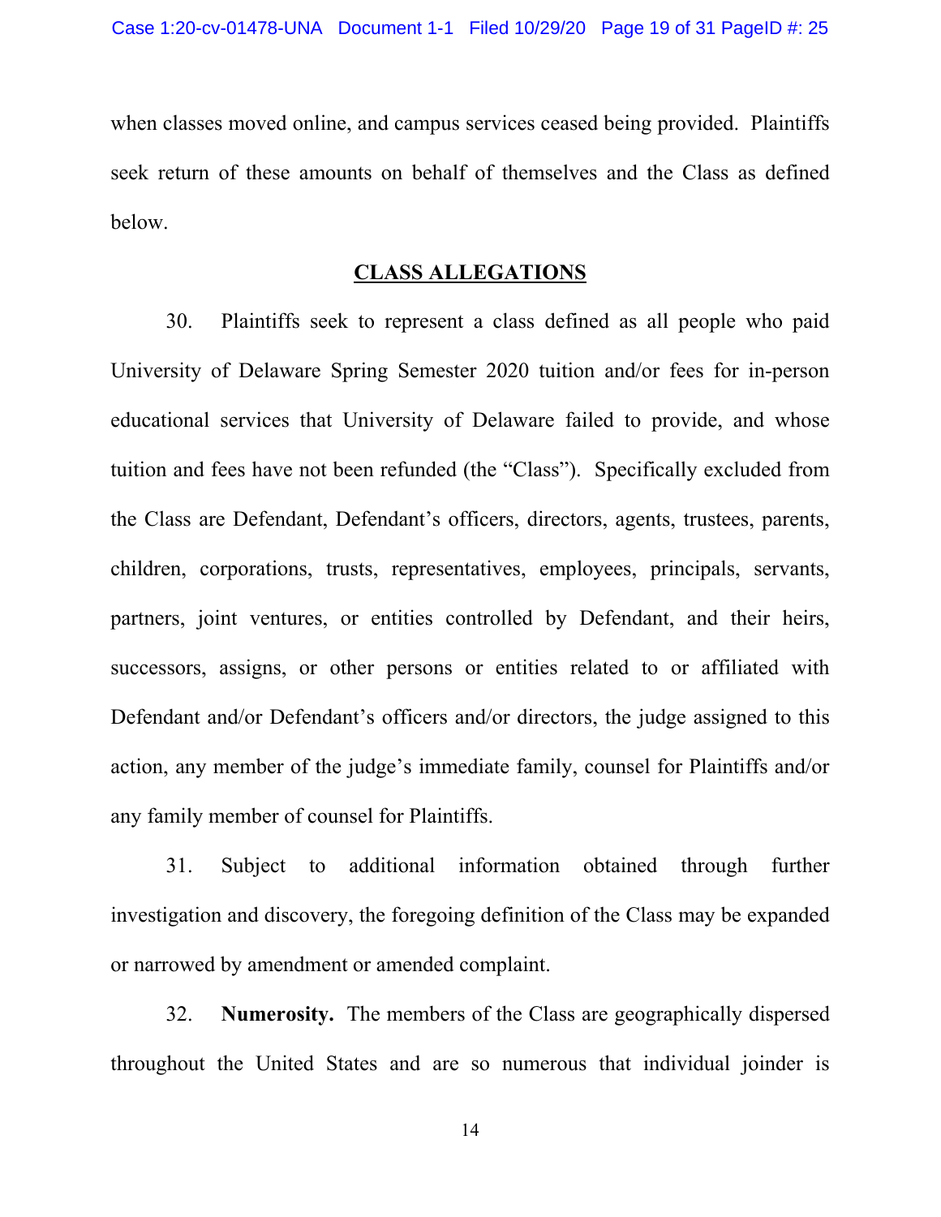when classes moved online, and campus services ceased being provided. Plaintiffs seek return of these amounts on behalf of themselves and the Class as defined below.

## CLASS ALLEGATIONS

30. Plaintiffs seek to represent a class defined as all people who paid University of Delaware Spring Semester 2020 tuition and/or fees for in-person educational services that University of Delaware failed to provide, and whose tuition and fees have not been refunded (the "Class"). Specifically excluded from the Class are Defendant, Defendant's officers, directors, agents, trustees, parents, children, corporations, trusts, representatives, employees, principals, servants, partners, joint ventures, or entities controlled by Defendant, and their heirs, successors, assigns, or other persons or entities related to or affiliated with Defendant and/or Defendant's officers and/or directors, the judge assigned to this action, any member of the judge's immediate family, counsel for Plaintiffs and/or any family member of counsel for Plaintiffs.

31. Subject to additional information obtained through further investigation and discovery, the foregoing definition of the Class may be expanded or narrowed by amendment or amended complaint.

32. **Numerosity.** The members of the Class are geographically dispersed throughout the United States and are so numerous that individual joinder is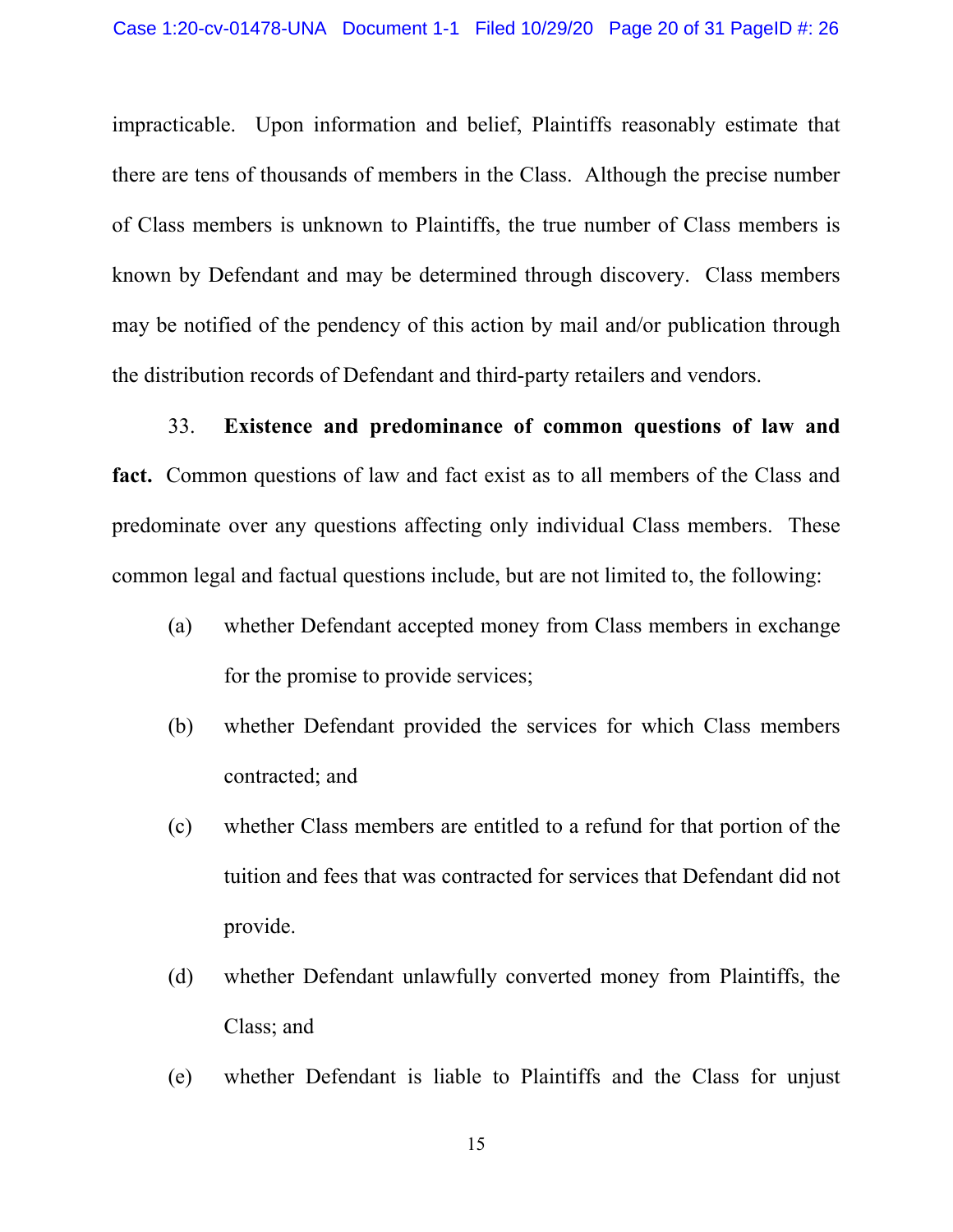impracticable. Upon information and belief, Plaintiffs reasonably estimate that there are tens of thousands of members in the Class. Although the precise number of Class members is unknown to Plaintiffs, the true number of Class members is known by Defendant and may be determined through discovery. Class members may be notified of the pendency of this action by mail and/or publication through the distribution records of Defendant and third-party retailers and vendors.

33. **Existence and predominance of common questions of law and fact.** Common questions of law and fact exist as to all members of the Class and predominate over any questions affecting only individual Class members. These common legal and factual questions include, but are not limited to, the following:

(a) whether Defendant accepted money from Class members in exchange for the promise to provide services;

(b) whether Defendant provided the services for which Class members contracted; and

(c) whether Class members are entitled to a refund for that portion of the tuition and fees that was contracted for services that Defendant did not provide.

(d) whether Defendant unlawfully converted money from Plaintiffs, the Class; and

(e) whether Defendant is liable to Plaintiffs and the Class for unjust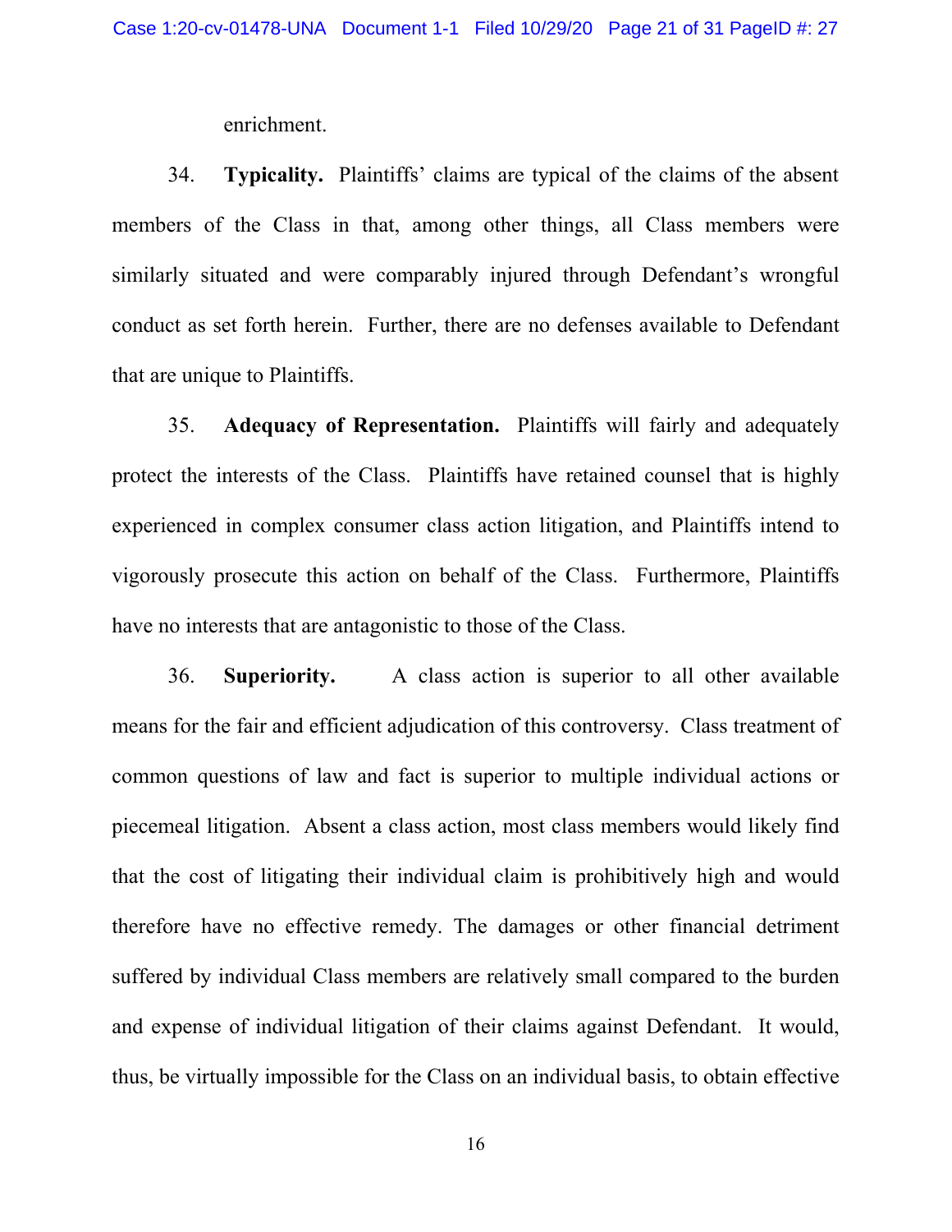enrichment.

34. **Typicality.** Plaintiffs' claims are typical of the claims of the absent members of the Class in that, among other things, all Class members were similarly situated and were comparably injured through Defendant's wrongful conduct as set forth herein. Further, there are no defenses available to Defendant that are unique to Plaintiffs.

35. **Adequacy of Representation.** Plaintiffs will fairly and adequately protect the interests of the Class. Plaintiffs have retained counsel that is highly experienced in complex consumer class action litigation, and Plaintiffs intend to vigorously prosecute this action on behalf of the Class. Furthermore, Plaintiffs have no interests that are antagonistic to those of the Class.

36. **Superiority.** A class action is superior to all other available means for the fair and efficient adjudication of this controversy. Class treatment of common questions of law and fact is superior to multiple individual actions or piecemeal litigation. Absent a class action, most class members would likely find that the cost of litigating their individual claim is prohibitively high and would therefore have no effective remedy. The damages or other financial detriment suffered by individual Class members are relatively small compared to the burden and expense of individual litigation of their claims against Defendant. It would, thus, be virtually impossible for the Class on an individual basis, to obtain effective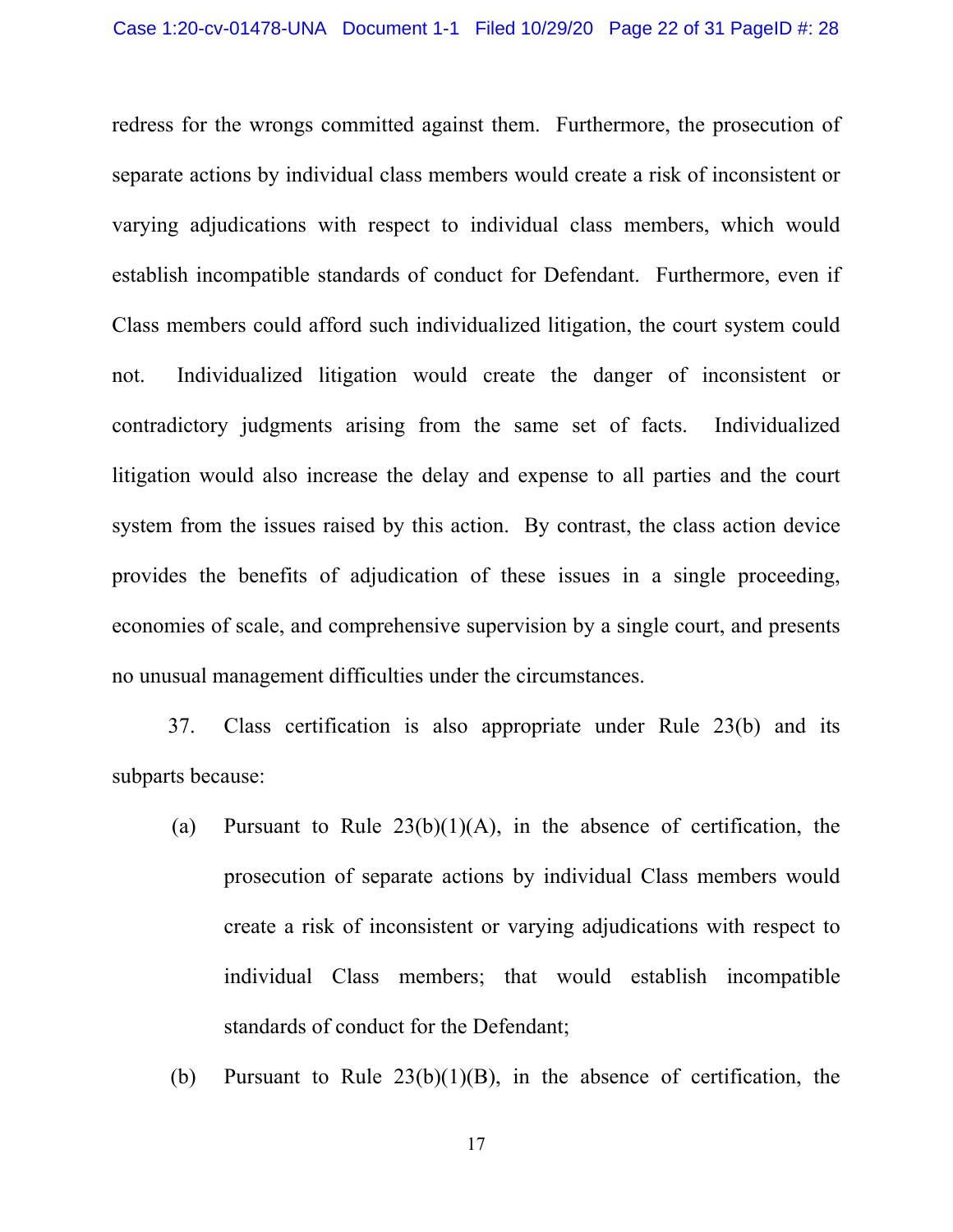redress for the wrongs committed against them. Furthermore, the prosecution of separate actions by individual class members would create a risk of inconsistent or varying adjudications with respect to individual class members, which would establish incompatible standards of conduct for Defendant. Furthermore, even if Class members could afford such individualized litigation, the court system could not. Individualized litigation would create the danger of inconsistent or contradictory judgments arising from the same set of facts. Individualized litigation would also increase the delay and expense to all parties and the court system from the issues raised by this action. By contrast, the class action device provides the benefits of adjudication of these issues in a single proceeding, economies of scale, and comprehensive supervision by a single court, and presents no unusual management difficulties under the circumstances.

37. Class certification is also appropriate under Rule 23(b) and its subparts because:

(a) Pursuant to Rule 23(b)(1)(A), in the absence of certification, the prosecution of separate actions by individual Class members would create a risk of inconsistent or varying adjudications with respect to individual Class members; that would establish incompatible standards of conduct for the Defendant;

(b) Pursuant to Rule 23(b)(1)(B), in the absence of certification, the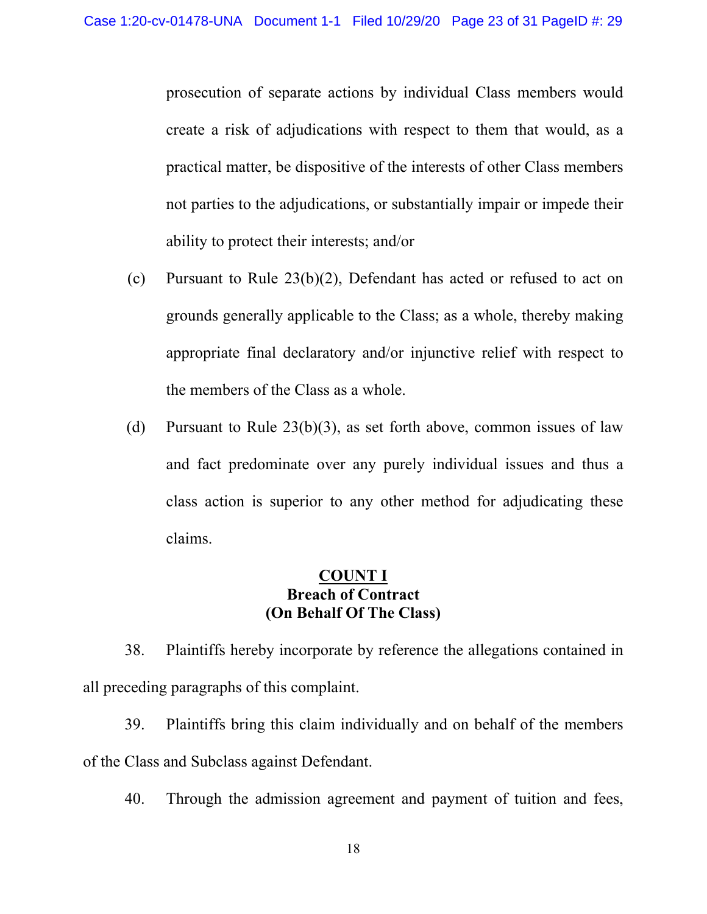prosecution of separate actions by individual Class members would create a risk of adjudications with respect to them that would, as a practical matter, be dispositive of the interests of other Class members not parties to the adjudications, or substantially impair or impede their ability to protect their interests; and/or

(c) Pursuant to Rule 23(b)(2), Defendant has acted or refused to act on grounds generally applicable to the Class; as a whole, thereby making appropriate final declaratory and/or injunctive relief with respect to the members of the Class as a whole.

(d) Pursuant to Rule 23(b)(3), as set forth above, common issues of law and fact predominate over any purely individual issues and thus a class action is superior to any other method for adjudicating these claims.

## COUNT I
### Breach of Contract
### (On Behalf Of The Class)

38. Plaintiffs hereby incorporate by reference the allegations contained in all preceding paragraphs of this complaint.

39. Plaintiffs bring this claim individually and on behalf of the members of the Class and Subclass against Defendant.

40. Through the admission agreement and payment of tuition and fees,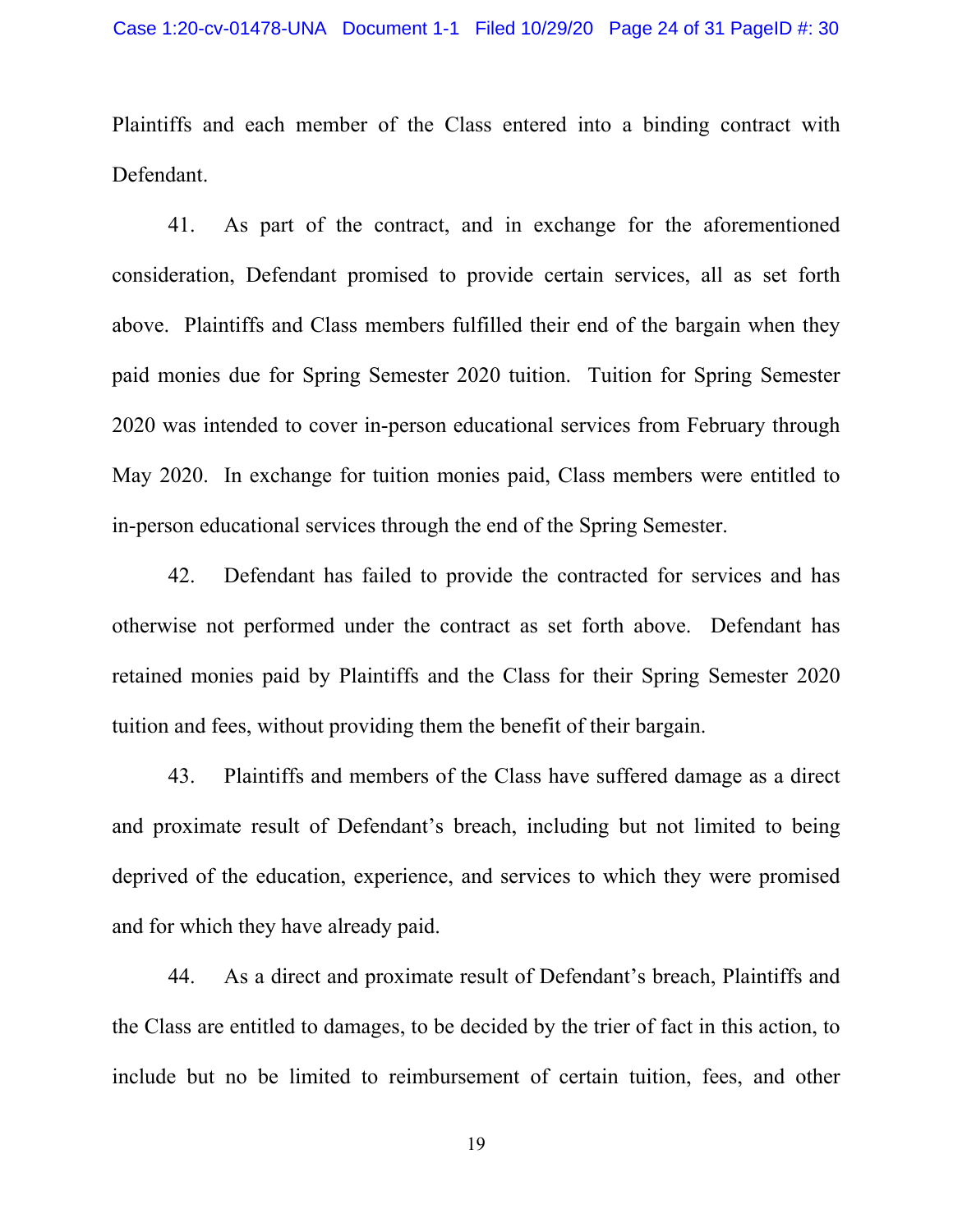Plaintiffs and each member of the Class entered into a binding contract with Defendant.

41. As part of the contract, and in exchange for the aforementioned consideration, Defendant promised to provide certain services, all as set forth above. Plaintiffs and Class members fulfilled their end of the bargain when they paid monies due for Spring Semester 2020 tuition. Tuition for Spring Semester 2020 was intended to cover in-person educational services from February through May 2020. In exchange for tuition monies paid, Class members were entitled to in-person educational services through the end of the Spring Semester.

42. Defendant has failed to provide the contracted for services and has otherwise not performed under the contract as set forth above. Defendant has retained monies paid by Plaintiffs and the Class for their Spring Semester 2020 tuition and fees, without providing them the benefit of their bargain.

43. Plaintiffs and members of the Class have suffered damage as a direct and proximate result of Defendant's breach, including but not limited to being deprived of the education, experience, and services to which they were promised and for which they have already paid.

44. As a direct and proximate result of Defendant's breach, Plaintiffs and the Class are entitled to damages, to be decided by the trier of fact in this action, to include but no be limited to reimbursement of certain tuition, fees, and other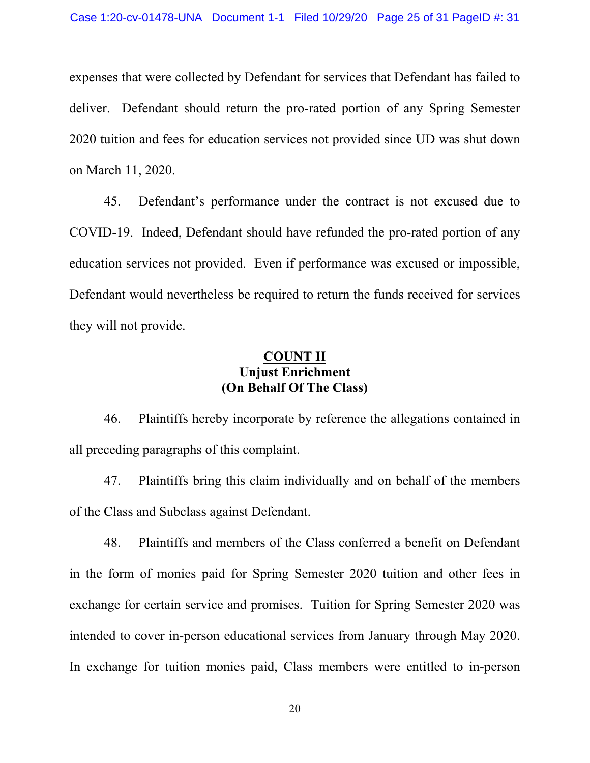expenses that were collected by Defendant for services that Defendant has failed to deliver. Defendant should return the pro-rated portion of any Spring Semester 2020 tuition and fees for education services not provided since UD was shut down on March 11, 2020.

45. Defendant's performance under the contract is not excused due to COVID-19. Indeed, Defendant should have refunded the pro-rated portion of any education services not provided. Even if performance was excused or impossible, Defendant would nevertheless be required to return the funds received for services they will not provide.

**COUNT II**
**Unjust Enrichment**
**(On Behalf Of The Class)**

46. Plaintiffs hereby incorporate by reference the allegations contained in all preceding paragraphs of this complaint.

47. Plaintiffs bring this claim individually and on behalf of the members of the Class and Subclass against Defendant.

48. Plaintiffs and members of the Class conferred a benefit on Defendant in the form of monies paid for Spring Semester 2020 tuition and other fees in exchange for certain service and promises. Tuition for Spring Semester 2020 was intended to cover in-person educational services from January through May 2020. In exchange for tuition monies paid, Class members were entitled to in-person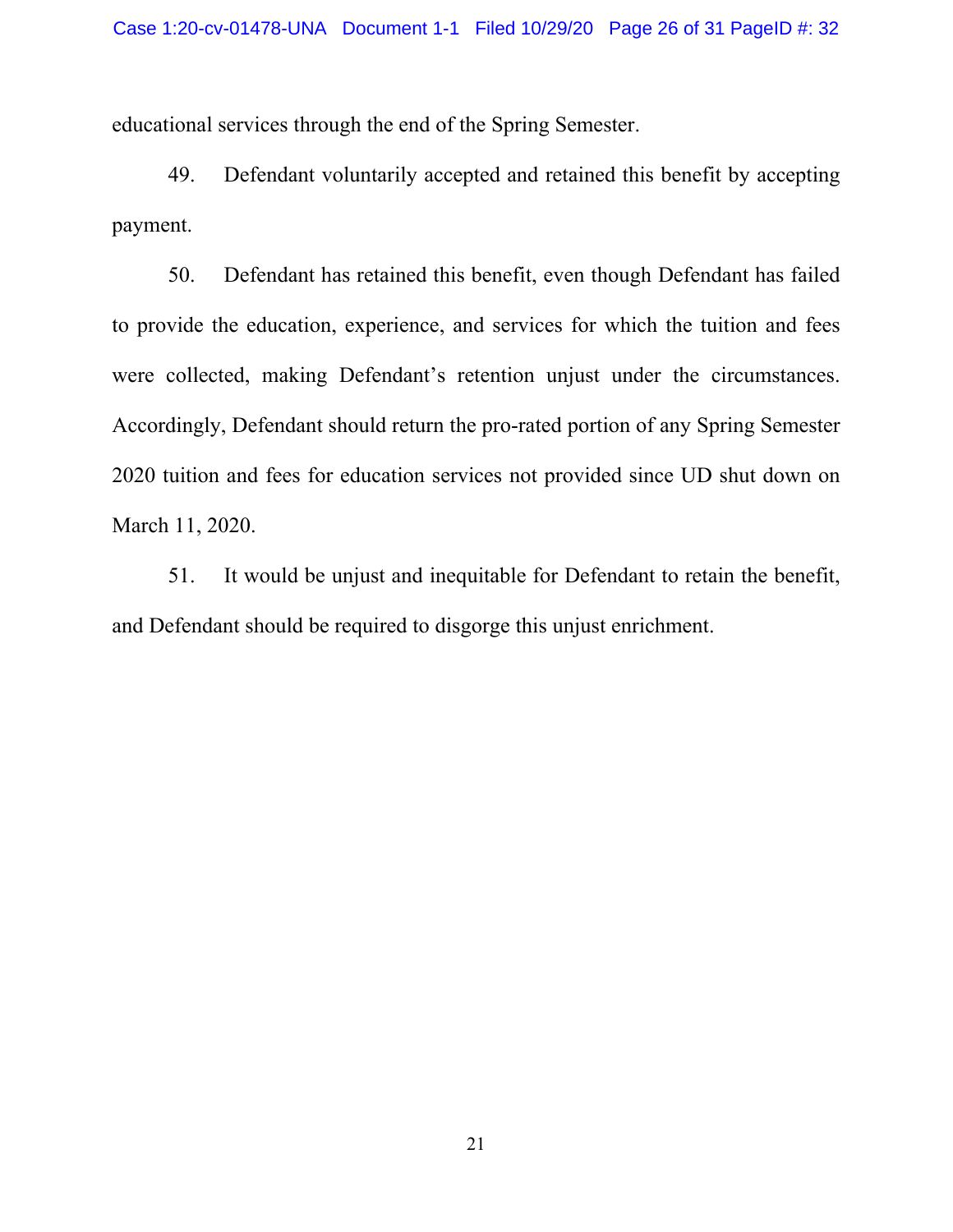educational services through the end of the Spring Semester.

49. Defendant voluntarily accepted and retained this benefit by accepting payment.

50. Defendant has retained this benefit, even though Defendant has failed to provide the education, experience, and services for which the tuition and fees were collected, making Defendant's retention unjust under the circumstances. Accordingly, Defendant should return the pro-rated portion of any Spring Semester 2020 tuition and fees for education services not provided since UD shut down on March 11, 2020.

51. It would be unjust and inequitable for Defendant to retain the benefit, and Defendant should be required to disgorge this unjust enrichment.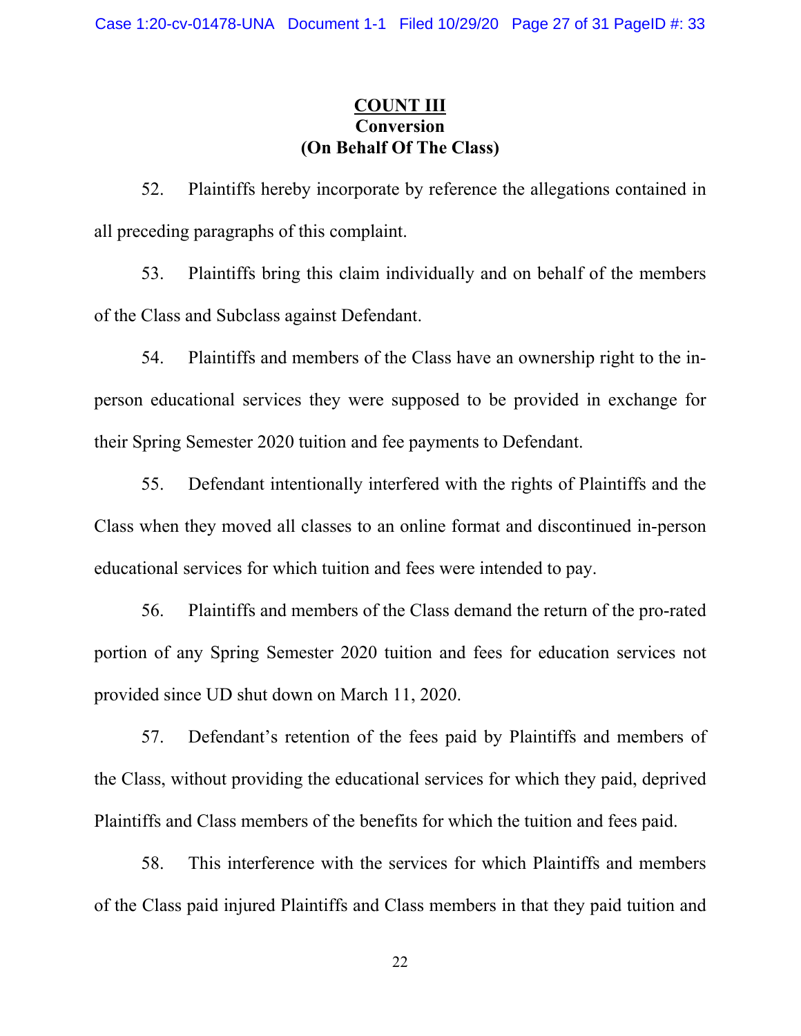**COUNT III**
**Conversion**
**(On Behalf Of The Class)**

52. Plaintiffs hereby incorporate by reference the allegations contained in all preceding paragraphs of this complaint.

53. Plaintiffs bring this claim individually and on behalf of the members of the Class and Subclass against Defendant.

54. Plaintiffs and members of the Class have an ownership right to the in-person educational services they were supposed to be provided in exchange for their Spring Semester 2020 tuition and fee payments to Defendant.

55. Defendant intentionally interfered with the rights of Plaintiffs and the Class when they moved all classes to an online format and discontinued in-person educational services for which tuition and fees were intended to pay.

56. Plaintiffs and members of the Class demand the return of the pro-rated portion of any Spring Semester 2020 tuition and fees for education services not provided since UD shut down on March 11, 2020.

57. Defendant's retention of the fees paid by Plaintiffs and members of the Class, without providing the educational services for which they paid, deprived Plaintiffs and Class members of the benefits for which the tuition and fees paid.

58. This interference with the services for which Plaintiffs and members of the Class paid injured Plaintiffs and Class members in that they paid tuition and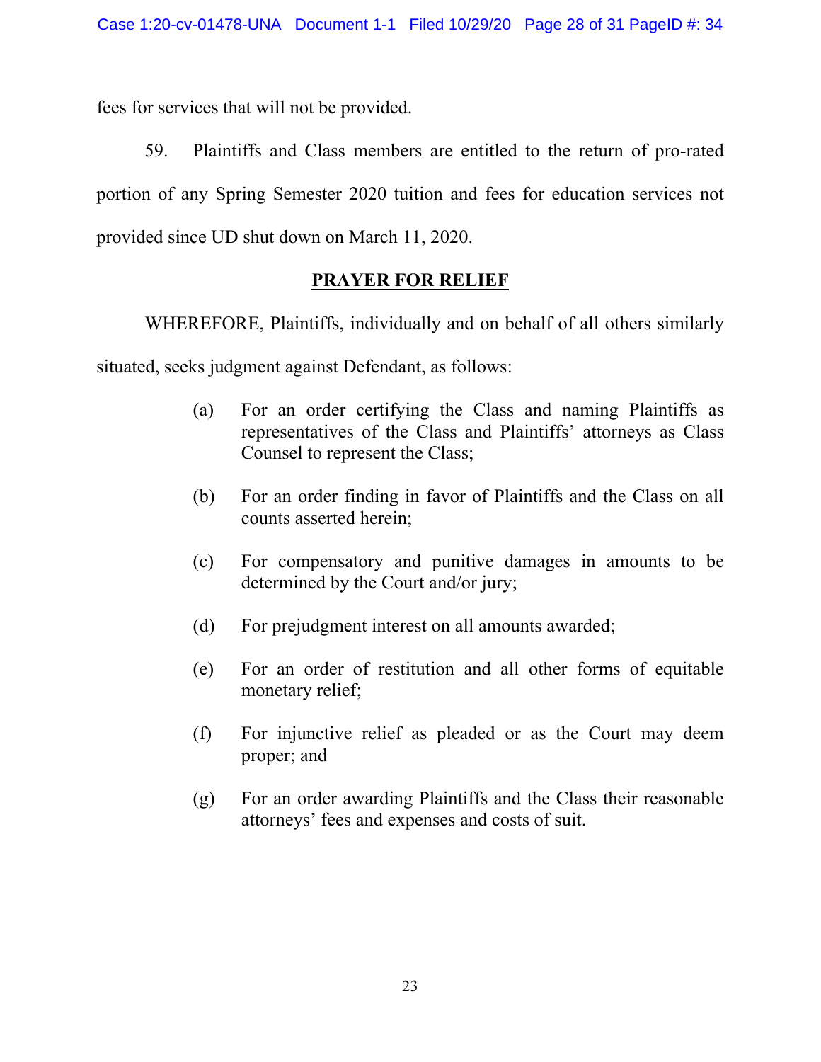fees for services that will not be provided.

59. Plaintiffs and Class members are entitled to the return of pro-rated portion of any Spring Semester 2020 tuition and fees for education services not provided since UD shut down on March 11, 2020.

## PRAYER FOR RELIEF

WHEREFORE, Plaintiffs, individually and on behalf of all others similarly situated, seeks judgment against Defendant, as follows:

(a) For an order certifying the Class and naming Plaintiffs as representatives of the Class and Plaintiffs' attorneys as Class Counsel to represent the Class;

(b) For an order finding in favor of Plaintiffs and the Class on all counts asserted herein;

(c) For compensatory and punitive damages in amounts to be determined by the Court and/or jury;

(d) For prejudgment interest on all amounts awarded;

(e) For an order of restitution and all other forms of equitable monetary relief;

(f) For injunctive relief as pleaded or as the Court may deem proper; and

(g) For an order awarding Plaintiffs and the Class their reasonable attorneys' fees and expenses and costs of suit.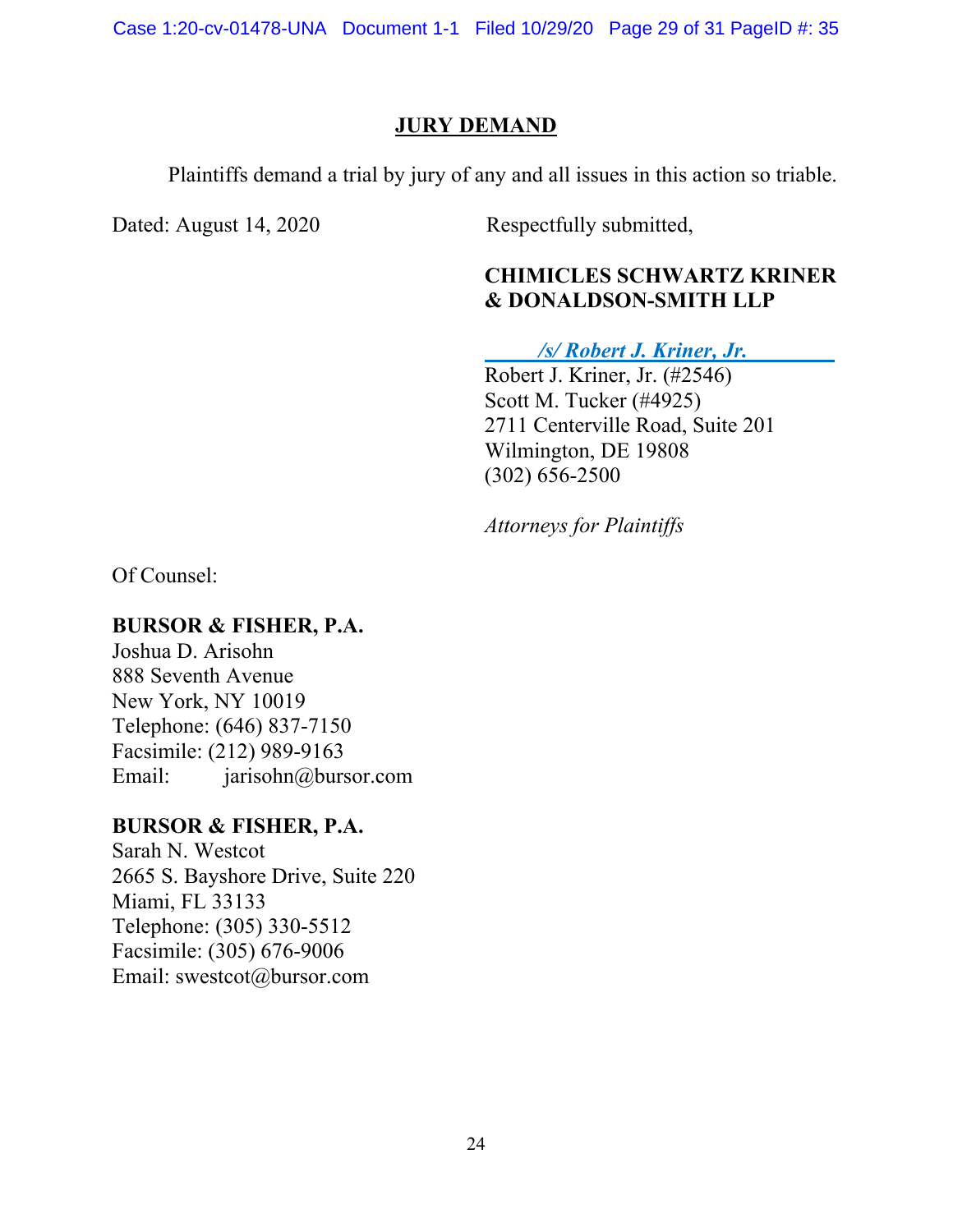## JURY DEMAND

Plaintiffs demand a trial by jury of any and all issues in this action so triable.

Dated: August 14, 2020

Respectfully submitted,

**CHIMICLES SCHWARTZ KRINER & DONALDSON-SMITH LLP**

*/s/ Robert J. Kriner, Jr.*
Robert J. Kriner, Jr. (#2546)
Scott M. Tucker (#4925)
2711 Centerville Road, Suite 201
Wilmington, DE 19808
(302) 656-2500

*Attorneys for Plaintiffs*

Of Counsel:

**BURSOR & FISHER, P.A.**
Joshua D. Arisohn
888 Seventh Avenue
New York, NY 10019
Telephone: (646) 837-7150
Facsimile: (212) 989-9163
Email: jarisohn@bursor.com

**BURSOR & FISHER, P.A.**
Sarah N. Westcot
2665 S. Bayshore Drive, Suite 220
Miami, FL 33133
Telephone: (305) 330-5512
Facsimile: (305) 676-9006
Email: swestcot@bursor.com